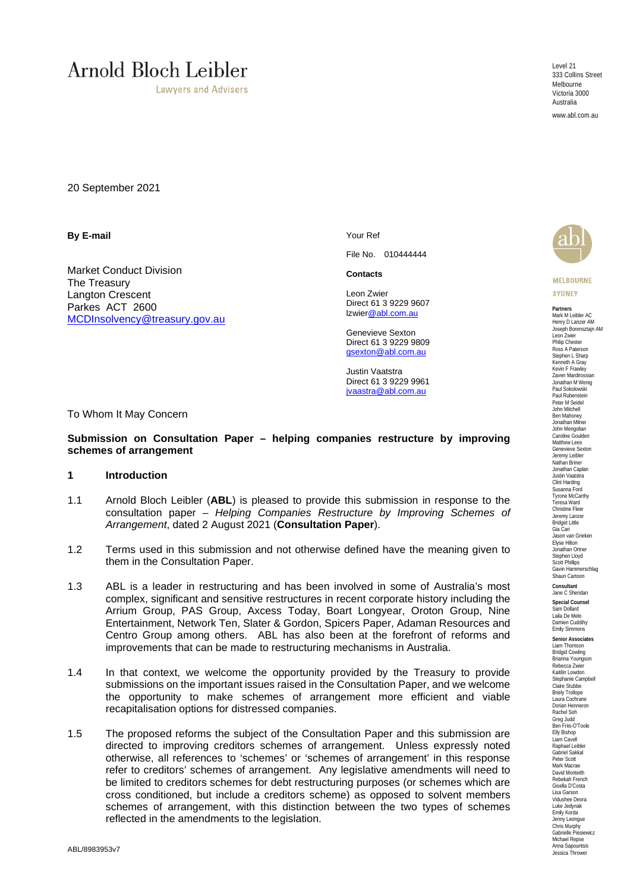# Arnold Bloch Leibler

Lawyers and Advisers

Level 21
333 Collins Street
Melbourne
Victoria 3000
Australia

www.abl.com.au

20 September 2021

**By E-mail**

Market Conduct Division
The Treasury
Langton Crescent
Parkes ACT 2600
MCDInsolvency@treasury.gov.au

Your Ref

File No. 010444444

**Contacts**

Leon Zwier
Direct 61 3 9229 9607
lzwier@abl.com.au

Genevieve Sexton
Direct 61 3 9229 9809
gsexton@abl.com.au

Justin Vaatstra
Direct 61 3 9229 9961
jvaastra@abl.com.au

MELBOURNE
SYDNEY

**Partners**
Mark M Leibler AC
Henry D Lanzer AM
Joseph Borensztajn AM
Leon Zwier
Philip Chester
Ross A Paterson
Stephen L Sharp
Kenneth A Gray
Kevin F Frawley
Zaven Mardirossian
Jonathan M Wenig
Paul Sokolowski
Paul Rubenstein
Peter M Seidel
John Mitchell
Ben Mahoney
Jonathan Milner
John Mengolian
Caroline Goulden
Matthew Lees
Genevieve Sexton
Jeremy Leibler
Nathan Briner
Jonathan Caplan
Justin Vaatstra
Clint Harding
Susanna Ford
Tyrone McCarthy
Teresa Ward
Christine Fleer
Jeremy Lanzer
Bridget Little
Gia Cari
Jason van Grieken
Elyse Hilton
Jonathan Ortner
Stephen Lloyd
Scott Phillips
Gavin Hammerschlag
Shaun Cartoon

**Consultant**
Jane C Sheridan

**Special Counsel**
Sam Dollard
Laila De Melo
Damien Cuddihy
Emily Simmons

**Senior Associates**
Liam Thomson
Bridgid Cowling
Brianna Youngson
Rebecca Zwier
Kaitlin Lowdon
Stephanie Campbell
Claire Stubbe
Briely Trollope
Laura Cochrane
Dorian Henneron
Rachel Soh
Greg Judd
Ben Friis-O'Toole
Elly Bishop
Liam Cavell
Raphael Leibler
Gabriel Sakkal
Peter Scott
Mark Macrae
David Monteith
Rebekah French
Gisella D'Costa
Lisa Garson
Vidushee Deora
Luke Jedynak
Emily Korda
Jenny Leongue
Chris Murphy
Gabrielle Piesiewicz
Michael Repse
Anna Sapountsis
Jessica Thrower

To Whom It May Concern

**Submission on Consultation Paper – helping companies restructure by improving schemes of arrangement**

## 1 Introduction

1.1 Arnold Bloch Leibler (**ABL**) is pleased to provide this submission in response to the consultation paper – *Helping Companies Restructure by Improving Schemes of Arrangement*, dated 2 August 2021 (**Consultation Paper**).

1.2 Terms used in this submission and not otherwise defined have the meaning given to them in the Consultation Paper.

1.3 ABL is a leader in restructuring and has been involved in some of Australia's most complex, significant and sensitive restructures in recent corporate history including the Arrium Group, PAS Group, Axcess Today, Boart Longyear, Oroton Group, Nine Entertainment, Network Ten, Slater & Gordon, Spicers Paper, Adaman Resources and Centro Group among others. ABL has also been at the forefront of reforms and improvements that can be made to restructuring mechanisms in Australia.

1.4 In that context, we welcome the opportunity provided by the Treasury to provide submissions on the important issues raised in the Consultation Paper, and we welcome the opportunity to make schemes of arrangement more efficient and viable recapitalisation options for distressed companies.

1.5 The proposed reforms the subject of the Consultation Paper and this submission are directed to improving creditors schemes of arrangement. Unless expressly noted otherwise, all references to 'schemes' or 'schemes of arrangement' in this response refer to creditors' schemes of arrangement. Any legislative amendments will need to be limited to creditors schemes for debt restructuring purposes (or schemes which are cross conditioned, but include a creditors scheme) as opposed to solvent members schemes of arrangement, with this distinction between the two types of schemes reflected in the amendments to the legislation.

ABL/8983953v7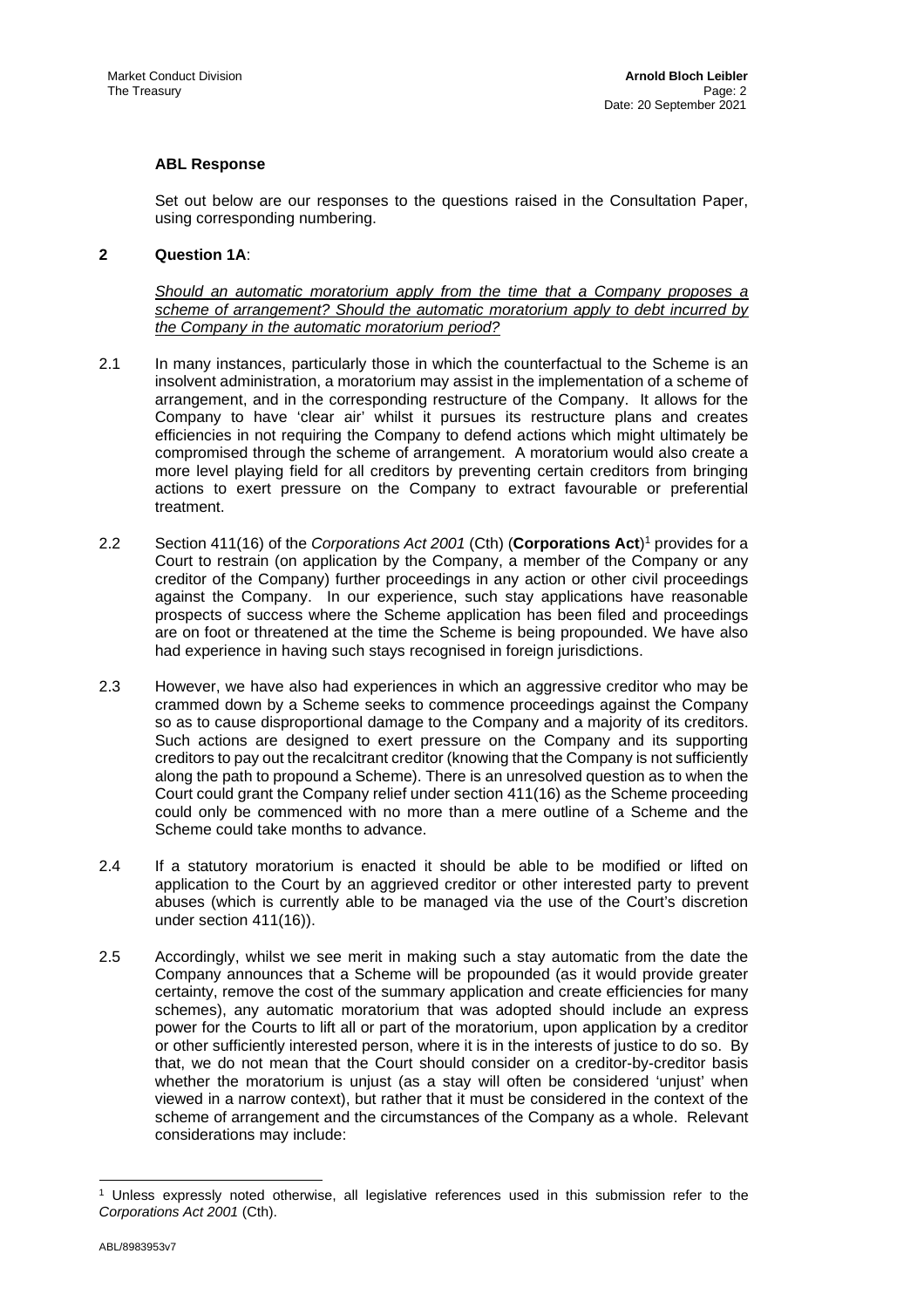**ABL Response**

Set out below are our responses to the questions raised in the Consultation Paper, using corresponding numbering.

## 2 Question 1A:

*Should an automatic moratorium apply from the time that a Company proposes a scheme of arrangement? Should the automatic moratorium apply to debt incurred by the Company in the automatic moratorium period?*

2.1 In many instances, particularly those in which the counterfactual to the Scheme is an insolvent administration, a moratorium may assist in the implementation of a scheme of arrangement, and in the corresponding restructure of the Company. It allows for the Company to have 'clear air' whilst it pursues its restructure plans and creates efficiencies in not requiring the Company to defend actions which might ultimately be compromised through the scheme of arrangement. A moratorium would also create a more level playing field for all creditors by preventing certain creditors from bringing actions to exert pressure on the Company to extract favourable or preferential treatment.

2.2 Section 411(16) of the *Corporations Act 2001* (Cth) (**Corporations Act**)[1] provides for a Court to restrain (on application by the Company, a member of the Company or any creditor of the Company) further proceedings in any action or other civil proceedings against the Company. In our experience, such stay applications have reasonable prospects of success where the Scheme application has been filed and proceedings are on foot or threatened at the time the Scheme is being propounded. We have also had experience in having such stays recognised in foreign jurisdictions.

2.3 However, we have also had experiences in which an aggressive creditor who may be crammed down by a Scheme seeks to commence proceedings against the Company so as to cause disproportional damage to the Company and a majority of its creditors. Such actions are designed to exert pressure on the Company and its supporting creditors to pay out the recalcitrant creditor (knowing that the Company is not sufficiently along the path to propound a Scheme). There is an unresolved question as to when the Court could grant the Company relief under section 411(16) as the Scheme proceeding could only be commenced with no more than a mere outline of a Scheme and the Scheme could take months to advance.

2.4 If a statutory moratorium is enacted it should be able to be modified or lifted on application to the Court by an aggrieved creditor or other interested party to prevent abuses (which is currently able to be managed via the use of the Court's discretion under section 411(16)).

2.5 Accordingly, whilst we see merit in making such a stay automatic from the date the Company announces that a Scheme will be propounded (as it would provide greater certainty, remove the cost of the summary application and create efficiencies for many schemes), any automatic moratorium that was adopted should include an express power for the Courts to lift all or part of the moratorium, upon application by a creditor or other sufficiently interested person, where it is in the interests of justice to do so. By that, we do not mean that the Court should consider on a creditor-by-creditor basis whether the moratorium is unjust (as a stay will often be considered 'unjust' when viewed in a narrow context), but rather that it must be considered in the context of the scheme of arrangement and the circumstances of the Company as a whole. Relevant considerations may include:

---

[1] Unless expressly noted otherwise, all legislative references used in this submission refer to the *Corporations Act 2001* (Cth).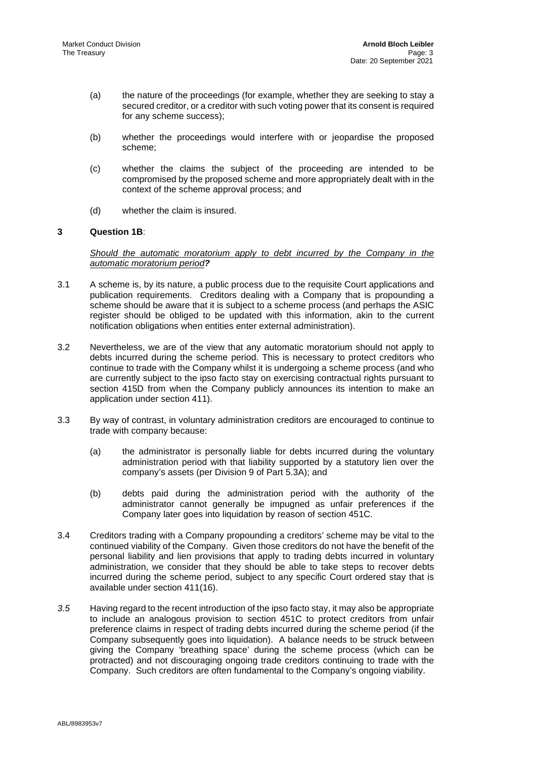(a) the nature of the proceedings (for example, whether they are seeking to stay a secured creditor, or a creditor with such voting power that its consent is required for any scheme success);

(b) whether the proceedings would interfere with or jeopardise the proposed scheme;

(c) whether the claims the subject of the proceeding are intended to be compromised by the proposed scheme and more appropriately dealt with in the context of the scheme approval process; and

(d) whether the claim is insured.

## 3 Question 1B:

*Should the automatic moratorium apply to debt incurred by the Company in the automatic moratorium period?*

3.1 A scheme is, by its nature, a public process due to the requisite Court applications and publication requirements. Creditors dealing with a Company that is propounding a scheme should be aware that it is subject to a scheme process (and perhaps the ASIC register should be obliged to be updated with this information, akin to the current notification obligations when entities enter external administration).

3.2 Nevertheless, we are of the view that any automatic moratorium should not apply to debts incurred during the scheme period. This is necessary to protect creditors who continue to trade with the Company whilst it is undergoing a scheme process (and who are currently subject to the ipso facto stay on exercising contractual rights pursuant to section 415D from when the Company publicly announces its intention to make an application under section 411).

3.3 By way of contrast, in voluntary administration creditors are encouraged to continue to trade with company because:

(a) the administrator is personally liable for debts incurred during the voluntary administration period with that liability supported by a statutory lien over the company's assets (per Division 9 of Part 5.3A); and

(b) debts paid during the administration period with the authority of the administrator cannot generally be impugned as unfair preferences if the Company later goes into liquidation by reason of section 451C.

3.4 Creditors trading with a Company propounding a creditors' scheme may be vital to the continued viability of the Company. Given those creditors do not have the benefit of the personal liability and lien provisions that apply to trading debts incurred in voluntary administration, we consider that they should be able to take steps to recover debts incurred during the scheme period, subject to any specific Court ordered stay that is available under section 411(16).

*3.5* Having regard to the recent introduction of the ipso facto stay, it may also be appropriate to include an analogous provision to section 451C to protect creditors from unfair preference claims in respect of trading debts incurred during the scheme period (if the Company subsequently goes into liquidation). A balance needs to be struck between giving the Company 'breathing space' during the scheme process (which can be protracted) and not discouraging ongoing trade creditors continuing to trade with the Company. Such creditors are often fundamental to the Company's ongoing viability.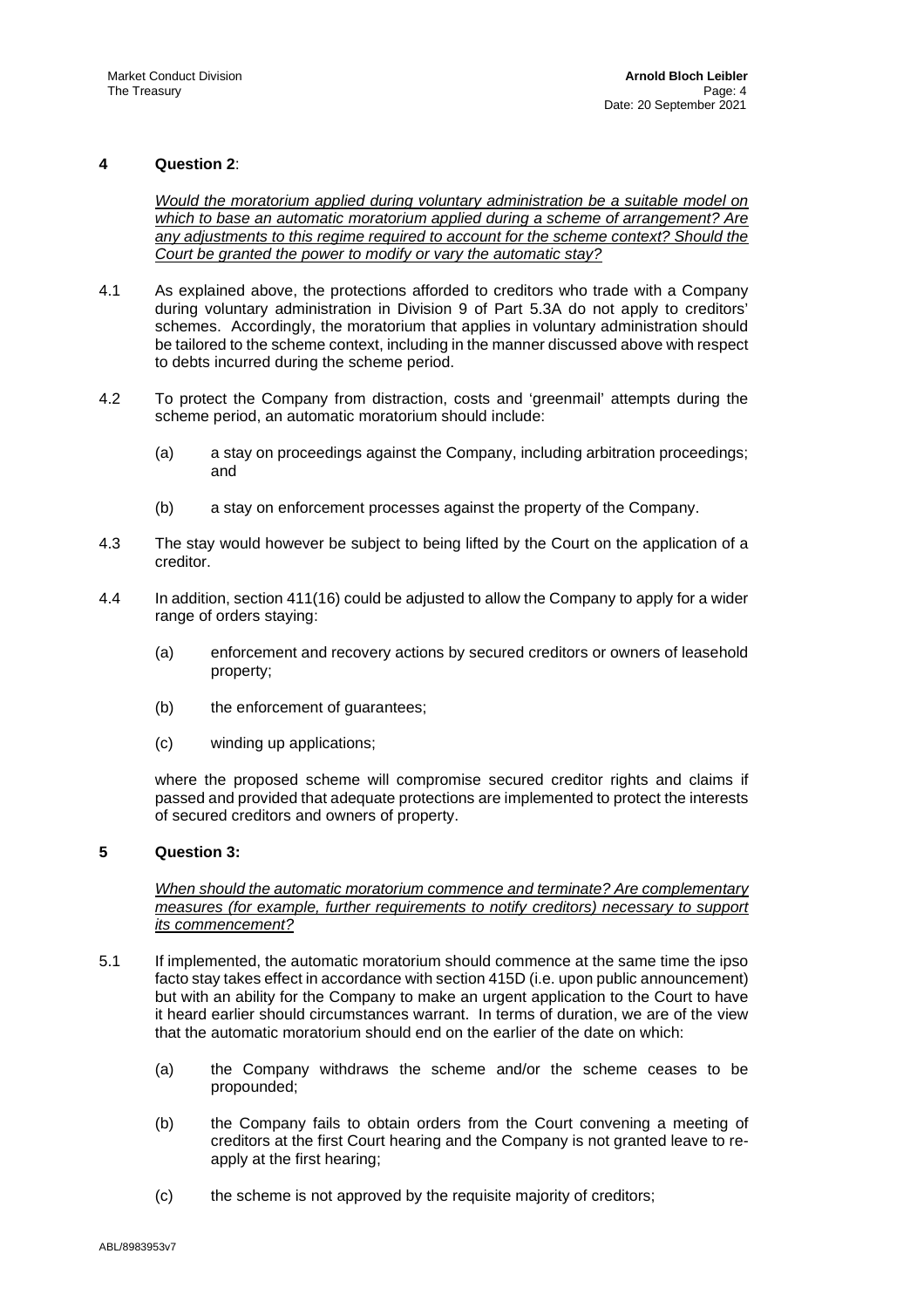## 4 Question 2:

*Would the moratorium applied during voluntary administration be a suitable model on which to base an automatic moratorium applied during a scheme of arrangement? Are any adjustments to this regime required to account for the scheme context? Should the Court be granted the power to modify or vary the automatic stay?*

4.1 As explained above, the protections afforded to creditors who trade with a Company during voluntary administration in Division 9 of Part 5.3A do not apply to creditors' schemes. Accordingly, the moratorium that applies in voluntary administration should be tailored to the scheme context, including in the manner discussed above with respect to debts incurred during the scheme period.

4.2 To protect the Company from distraction, costs and 'greenmail' attempts during the scheme period, an automatic moratorium should include:

(a) a stay on proceedings against the Company, including arbitration proceedings; and

(b) a stay on enforcement processes against the property of the Company.

4.3 The stay would however be subject to being lifted by the Court on the application of a creditor.

4.4 In addition, section 411(16) could be adjusted to allow the Company to apply for a wider range of orders staying:

(a) enforcement and recovery actions by secured creditors or owners of leasehold property;

(b) the enforcement of guarantees;

(c) winding up applications;

where the proposed scheme will compromise secured creditor rights and claims if passed and provided that adequate protections are implemented to protect the interests of secured creditors and owners of property.

## 5 Question 3:

*When should the automatic moratorium commence and terminate? Are complementary measures (for example, further requirements to notify creditors) necessary to support its commencement?*

5.1 If implemented, the automatic moratorium should commence at the same time the ipso facto stay takes effect in accordance with section 415D (i.e. upon public announcement) but with an ability for the Company to make an urgent application to the Court to have it heard earlier should circumstances warrant. In terms of duration, we are of the view that the automatic moratorium should end on the earlier of the date on which:

(a) the Company withdraws the scheme and/or the scheme ceases to be propounded;

(b) the Company fails to obtain orders from the Court convening a meeting of creditors at the first Court hearing and the Company is not granted leave to re-apply at the first hearing;

(c) the scheme is not approved by the requisite majority of creditors;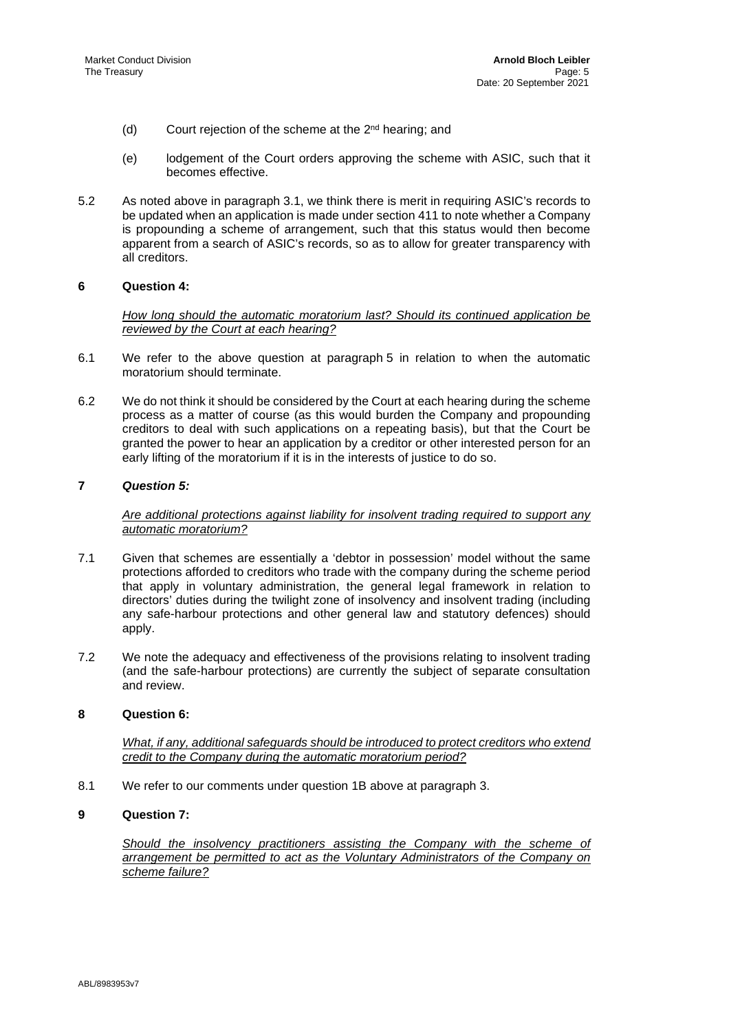(d) Court rejection of the scheme at the 2nd hearing; and

(e) lodgement of the Court orders approving the scheme with ASIC, such that it becomes effective.

5.2 As noted above in paragraph 3.1, we think there is merit in requiring ASIC's records to be updated when an application is made under section 411 to note whether a Company is propounding a scheme of arrangement, such that this status would then become apparent from a search of ASIC's records, so as to allow for greater transparency with all creditors.

## 6 Question 4:

*How long should the automatic moratorium last? Should its continued application be reviewed by the Court at each hearing?*

6.1 We refer to the above question at paragraph 5 in relation to when the automatic moratorium should terminate.

6.2 We do not think it should be considered by the Court at each hearing during the scheme process as a matter of course (as this would burden the Company and propounding creditors to deal with such applications on a repeating basis), but that the Court be granted the power to hear an application by a creditor or other interested person for an early lifting of the moratorium if it is in the interests of justice to do so.

## 7 *Question 5:*

*Are additional protections against liability for insolvent trading required to support any automatic moratorium?*

7.1 Given that schemes are essentially a 'debtor in possession' model without the same protections afforded to creditors who trade with the company during the scheme period that apply in voluntary administration, the general legal framework in relation to directors' duties during the twilight zone of insolvency and insolvent trading (including any safe-harbour protections and other general law and statutory defences) should apply.

7.2 We note the adequacy and effectiveness of the provisions relating to insolvent trading (and the safe-harbour protections) are currently the subject of separate consultation and review.

## 8 Question 6:

*What, if any, additional safeguards should be introduced to protect creditors who extend credit to the Company during the automatic moratorium period?*

8.1 We refer to our comments under question 1B above at paragraph 3.

## 9 Question 7:

*Should the insolvency practitioners assisting the Company with the scheme of arrangement be permitted to act as the Voluntary Administrators of the Company on scheme failure?*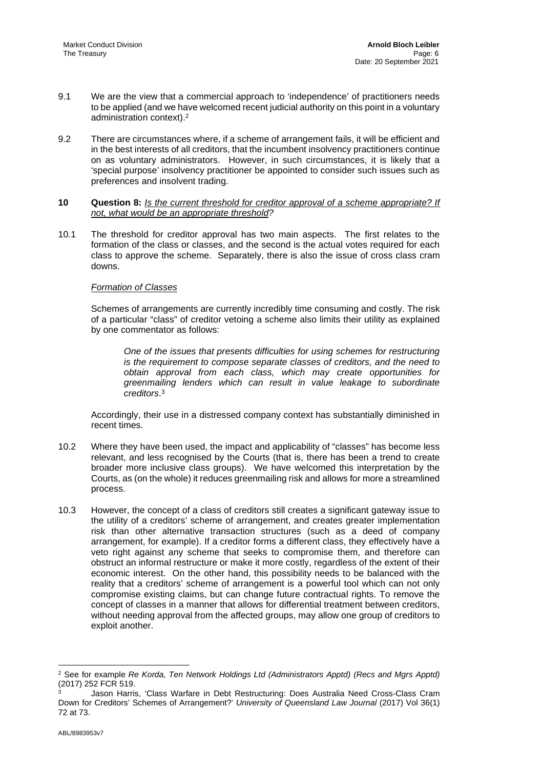9.1 We are the view that a commercial approach to 'independence' of practitioners needs to be applied (and we have welcomed recent judicial authority on this point in a voluntary administration context).[2]

9.2 There are circumstances where, if a scheme of arrangement fails, it will be efficient and in the best interests of all creditors, that the incumbent insolvency practitioners continue on as voluntary administrators. However, in such circumstances, it is likely that a 'special purpose' insolvency practitioner be appointed to consider such issues such as preferences and insolvent trading.

**10 Question 8:** *Is the current threshold for creditor approval of a scheme appropriate? If not, what would be an appropriate threshold?*

10.1 The threshold for creditor approval has two main aspects. The first relates to the formation of the class or classes, and the second is the actual votes required for each class to approve the scheme. Separately, there is also the issue of cross class cram downs.

*Formation of Classes*

Schemes of arrangements are currently incredibly time consuming and costly. The risk of a particular "class" of creditor vetoing a scheme also limits their utility as explained by one commentator as follows:

> *One of the issues that presents difficulties for using schemes for restructuring is the requirement to compose separate classes of creditors, and the need to obtain approval from each class, which may create opportunities for greenmailing lenders which can result in value leakage to subordinate creditors*.[3]

Accordingly, their use in a distressed company context has substantially diminished in recent times.

10.2 Where they have been used, the impact and applicability of "classes" has become less relevant, and less recognised by the Courts (that is, there has been a trend to create broader more inclusive class groups). We have welcomed this interpretation by the Courts, as (on the whole) it reduces greenmailing risk and allows for more a streamlined process.

10.3 However, the concept of a class of creditors still creates a significant gateway issue to the utility of a creditors' scheme of arrangement, and creates greater implementation risk than other alternative transaction structures (such as a deed of company arrangement, for example). If a creditor forms a different class, they effectively have a veto right against any scheme that seeks to compromise them, and therefore can obstruct an informal restructure or make it more costly, regardless of the extent of their economic interest. On the other hand, this possibility needs to be balanced with the reality that a creditors' scheme of arrangement is a powerful tool which can not only compromise existing claims, but can change future contractual rights. To remove the concept of classes in a manner that allows for differential treatment between creditors, without needing approval from the affected groups, may allow one group of creditors to exploit another.

---

[2] See for example *Re Korda, Ten Network Holdings Ltd (Administrators Apptd) (Recs and Mgrs Apptd)* (2017) 252 FCR 519.

[3] Jason Harris, 'Class Warfare in Debt Restructuring: Does Australia Need Cross-Class Cram Down for Creditors' Schemes of Arrangement?' *University of Queensland Law Journal* (2017) Vol 36(1) 72 at 73.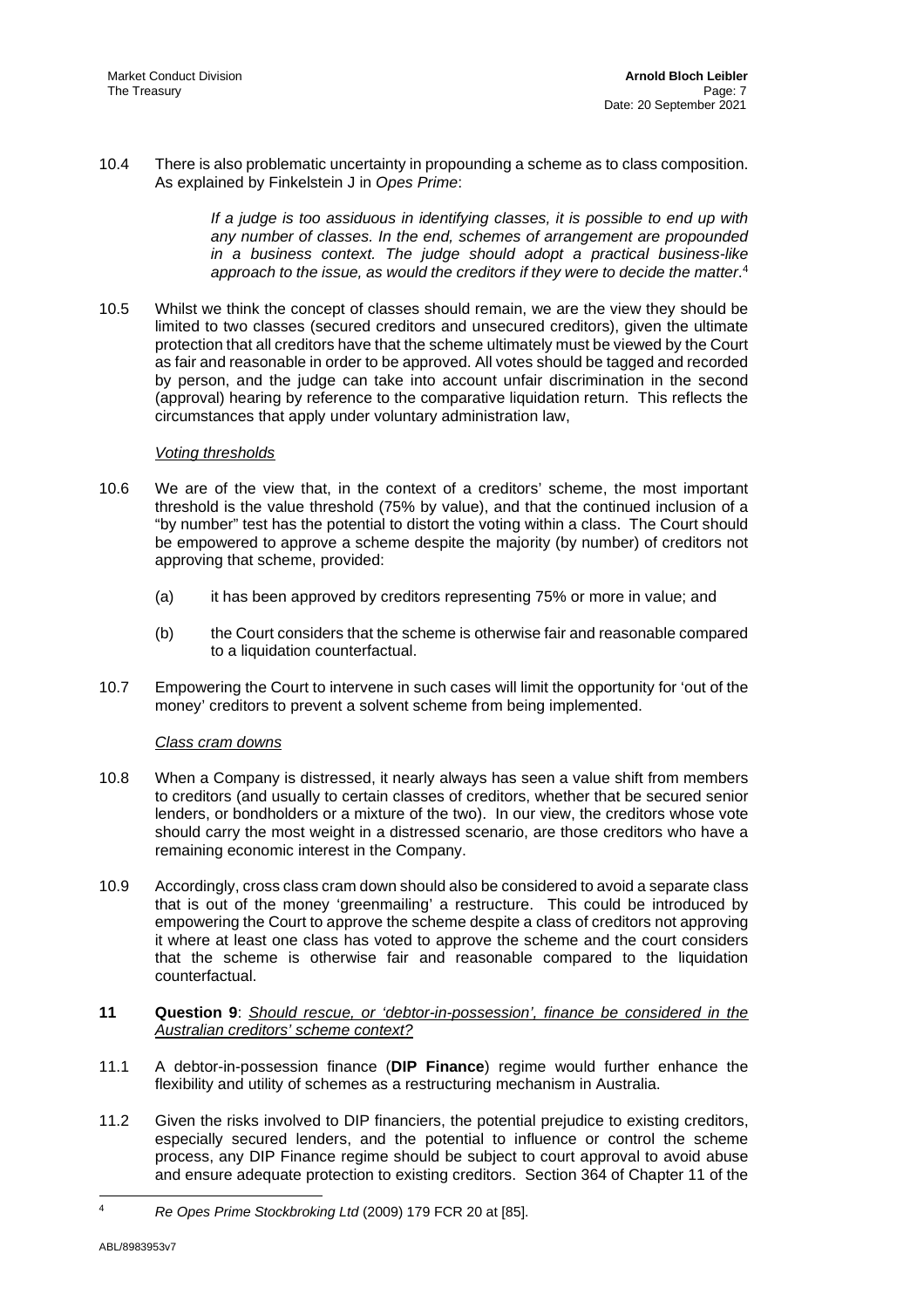10.4 There is also problematic uncertainty in propounding a scheme as to class composition. As explained by Finkelstein J in *Opes Prime*:

> *If a judge is too assiduous in identifying classes, it is possible to end up with any number of classes. In the end, schemes of arrangement are propounded in a business context. The judge should adopt a practical business-like approach to the issue, as would the creditors if they were to decide the matter*.[4]

10.5 Whilst we think the concept of classes should remain, we are the view they should be limited to two classes (secured creditors and unsecured creditors), given the ultimate protection that all creditors have that the scheme ultimately must be viewed by the Court as fair and reasonable in order to be approved. All votes should be tagged and recorded by person, and the judge can take into account unfair discrimination in the second (approval) hearing by reference to the comparative liquidation return. This reflects the circumstances that apply under voluntary administration law,

*Voting thresholds*

10.6 We are of the view that, in the context of a creditors' scheme, the most important threshold is the value threshold (75% by value), and that the continued inclusion of a "by number" test has the potential to distort the voting within a class. The Court should be empowered to approve a scheme despite the majority (by number) of creditors not approving that scheme, provided:

(a) it has been approved by creditors representing 75% or more in value; and

(b) the Court considers that the scheme is otherwise fair and reasonable compared to a liquidation counterfactual.

10.7 Empowering the Court to intervene in such cases will limit the opportunity for 'out of the money' creditors to prevent a solvent scheme from being implemented.

*Class cram downs*

10.8 When a Company is distressed, it nearly always has seen a value shift from members to creditors (and usually to certain classes of creditors, whether that be secured senior lenders, or bondholders or a mixture of the two). In our view, the creditors whose vote should carry the most weight in a distressed scenario, are those creditors who have a remaining economic interest in the Company.

10.9 Accordingly, cross class cram down should also be considered to avoid a separate class that is out of the money 'greenmailing' a restructure. This could be introduced by empowering the Court to approve the scheme despite a class of creditors not approving it where at least one class has voted to approve the scheme and the court considers that the scheme is otherwise fair and reasonable compared to the liquidation counterfactual.

## 11 Question 9: *Should rescue, or 'debtor-in-possession', finance be considered in the Australian creditors' scheme context?*

11.1 A debtor-in-possession finance (**DIP Finance**) regime would further enhance the flexibility and utility of schemes as a restructuring mechanism in Australia.

11.2 Given the risks involved to DIP financiers, the potential prejudice to existing creditors, especially secured lenders, and the potential to influence or control the scheme process, any DIP Finance regime should be subject to court approval to avoid abuse and ensure adequate protection to existing creditors. Section 364 of Chapter 11 of the

[4] *Re Opes Prime Stockbroking Ltd* (2009) 179 FCR 20 at [85].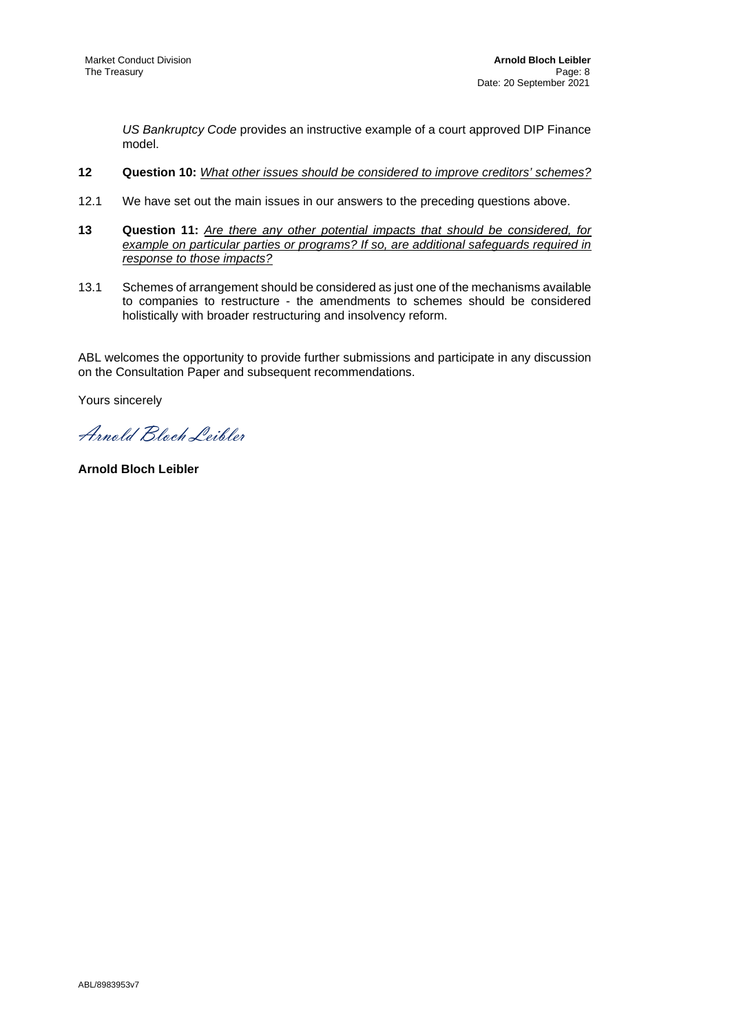*US Bankruptcy Code* provides an instructive example of a court approved DIP Finance model.

**12 Question 10:** *What other issues should be considered to improve creditors' schemes?*

12.1 We have set out the main issues in our answers to the preceding questions above.

**13 Question 11:** *Are there any other potential impacts that should be considered, for example on particular parties or programs? If so, are additional safeguards required in response to those impacts?*

13.1 Schemes of arrangement should be considered as just one of the mechanisms available to companies to restructure - the amendments to schemes should be considered holistically with broader restructuring and insolvency reform.

ABL welcomes the opportunity to provide further submissions and participate in any discussion on the Consultation Paper and subsequent recommendations.

Yours sincerely

*Arnold Bloch Leibler*

**Arnold Bloch Leibler**

ABL/8983953v7